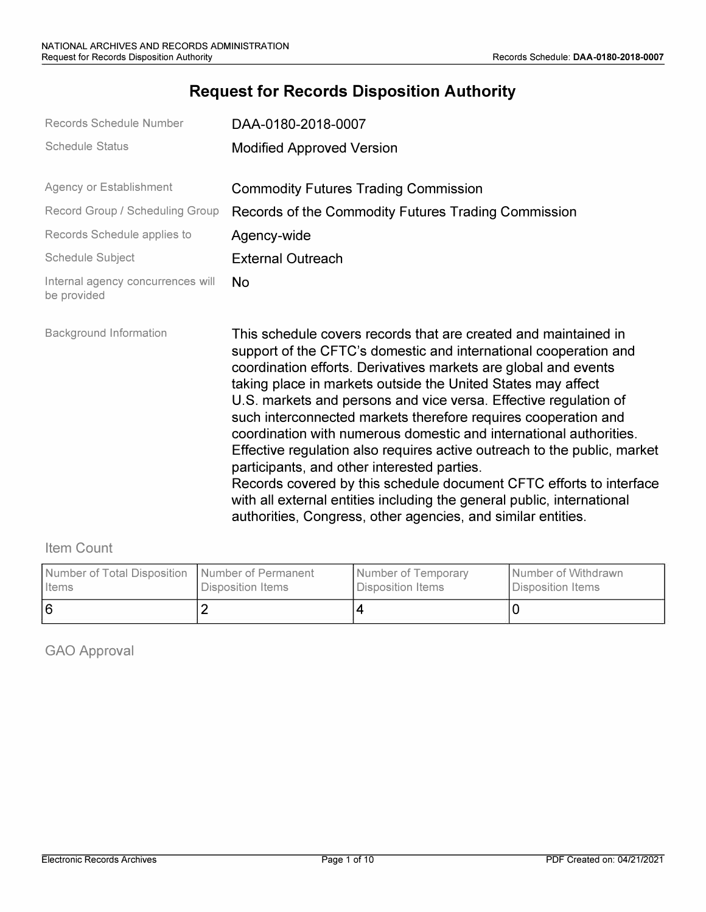# Request for Records Disposition Authority

| | |
|---|---|
| Records Schedule Number | DAA-0180-2018-0007 |
| Schedule Status | Modified Approved Version |
| Agency or Establishment | Commodity Futures Trading Commission |
| Record Group / Scheduling Group | Records of the Commodity Futures Trading Commission |
| Records Schedule applies to | Agency-wide |
| Schedule Subject | External Outreach |
| Internal agency concurrences will be provided | No |
| Background Information | This schedule covers records that are created and maintained in support of the CFTC's domestic and international cooperation and coordination efforts. Derivatives markets are global and events taking place in markets outside the United States may affect U.S. markets and persons and vice versa. Effective regulation of such interconnected markets therefore requires cooperation and coordination with numerous domestic and international authorities. Effective regulation also requires active outreach to the public, market participants, and other interested parties.<br>Records covered by this schedule document CFTC efforts to interface with all external entities including the general public, international authorities, Congress, other agencies, and similar entities. |

## Item Count

| Number of Total Disposition Items | Number of Permanent Disposition Items | Number of Temporary Disposition Items | Number of Withdrawn Disposition Items |
|---|---|---|---|
| 6 | 2 | 4 | 0 |

## GAO Approval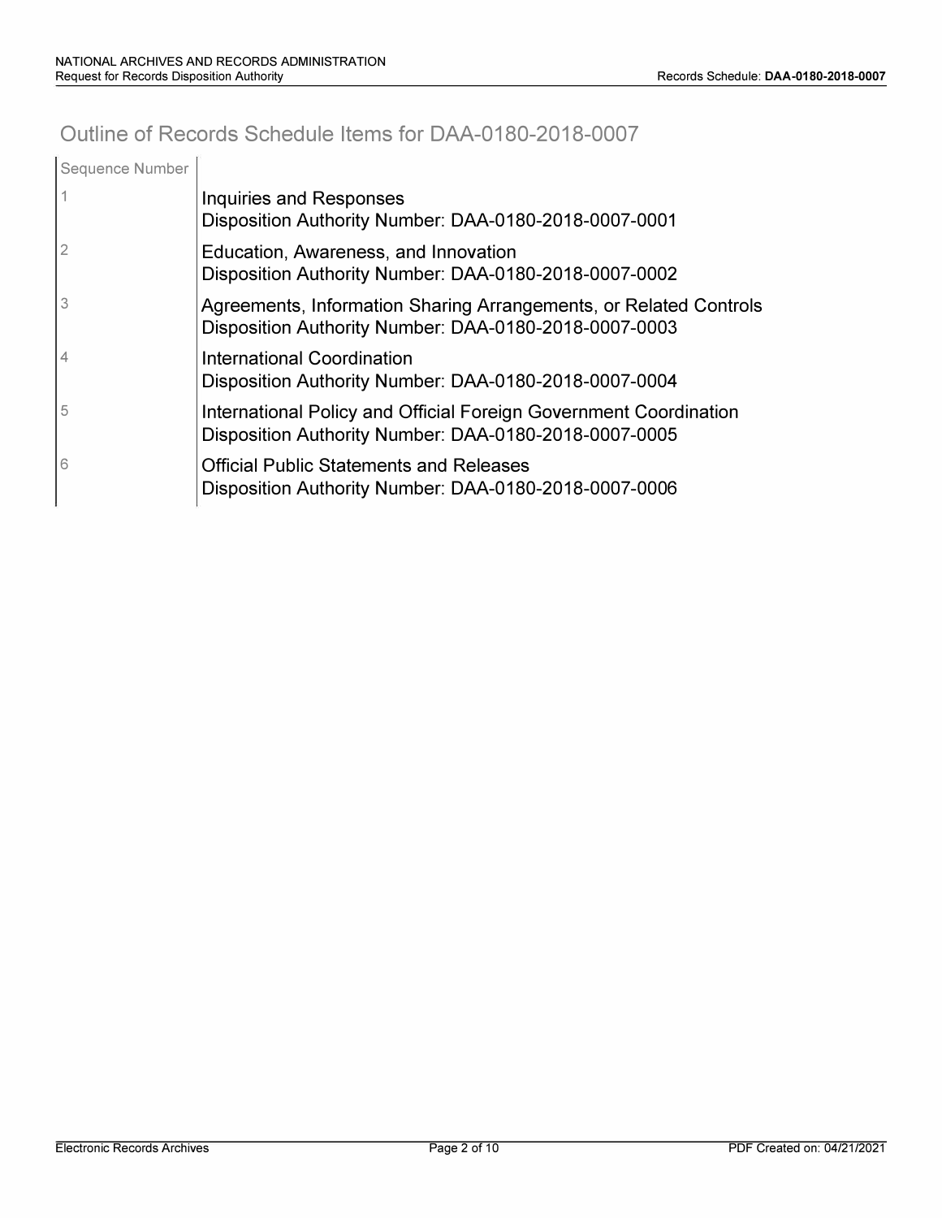# Outline of Records Schedule Items for DAA-0180-2018-0007

| Sequence Number | |
|---|---|
| 1 | Inquiries and Responses<br>Disposition Authority Number: DAA-0180-2018-0007-0001 |
| 2 | Education, Awareness, and Innovation<br>Disposition Authority Number: DAA-0180-2018-0007-0002 |
| 3 | Agreements, Information Sharing Arrangements, or Related Controls<br>Disposition Authority Number: DAA-0180-2018-0007-0003 |
| 4 | International Coordination<br>Disposition Authority Number: DAA-0180-2018-0007-0004 |
| 5 | International Policy and Official Foreign Government Coordination<br>Disposition Authority Number: DAA-0180-2018-0007-0005 |
| 6 | Official Public Statements and Releases<br>Disposition Authority Number: DAA-0180-2018-0007-0006 |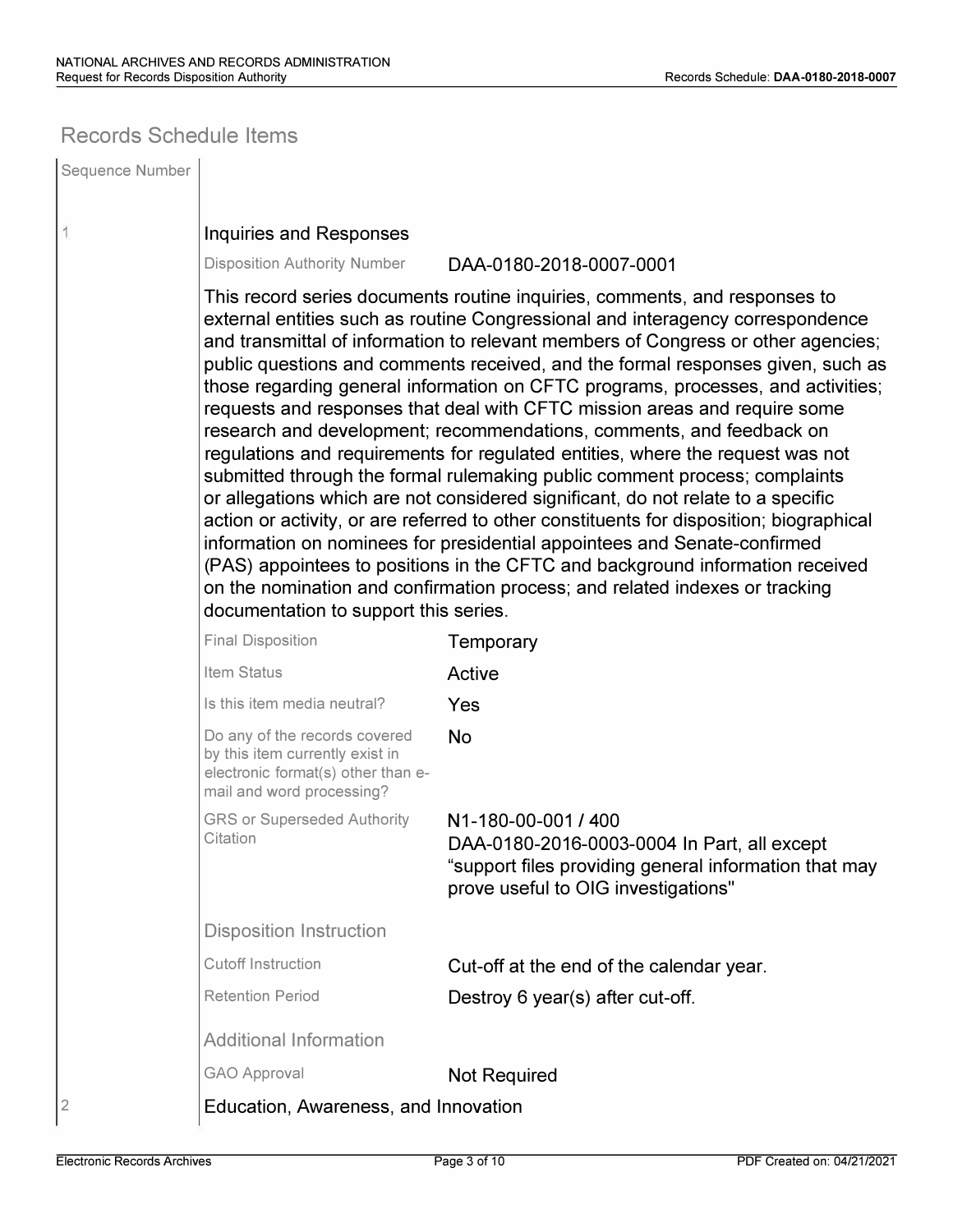## Records Schedule Items

| Sequence Number | |
|---|---|
| 1 | **Inquiries and Responses** |

Disposition Authority Number: DAA-0180-2018-0007-0001

This record series documents routine inquiries, comments, and responses to external entities such as routine Congressional and interagency correspondence and transmittal of information to relevant members of Congress or other agencies; public questions and comments received, and the formal responses given, such as those regarding general information on CFTC programs, processes, and activities; requests and responses that deal with CFTC mission areas and require some research and development; recommendations, comments, and feedback on regulations and requirements for regulated entities, where the request was not submitted through the formal rulemaking public comment process; complaints or allegations which are not considered significant, do not relate to a specific action or activity, or are referred to other constituents for disposition; biographical information on nominees for presidential appointees and Senate-confirmed (PAS) appointees to positions in the CFTC and background information received on the nomination and confirmation process; and related indexes or tracking documentation to support this series.

| | |
|---|---|
| Final Disposition | Temporary |
| Item Status | Active |
| Is this item media neutral? | Yes |
| Do any of the records covered by this item currently exist in electronic format(s) other than e-mail and word processing? | No |
| GRS or Superseded Authority Citation | N1-180-00-001 / 400<br>DAA-0180-2016-0003-0004 In Part, all except "support files providing general information that may prove useful to OIG investigations" |

### Disposition Instruction

| | |
|---|---|
| Cutoff Instruction | Cut-off at the end of the calendar year. |
| Retention Period | Destroy 6 year(s) after cut-off. |

### Additional Information

| | |
|---|---|
| GAO Approval | Not Required |

| | |
|---|---|
| 2 | **Education, Awareness, and Innovation** |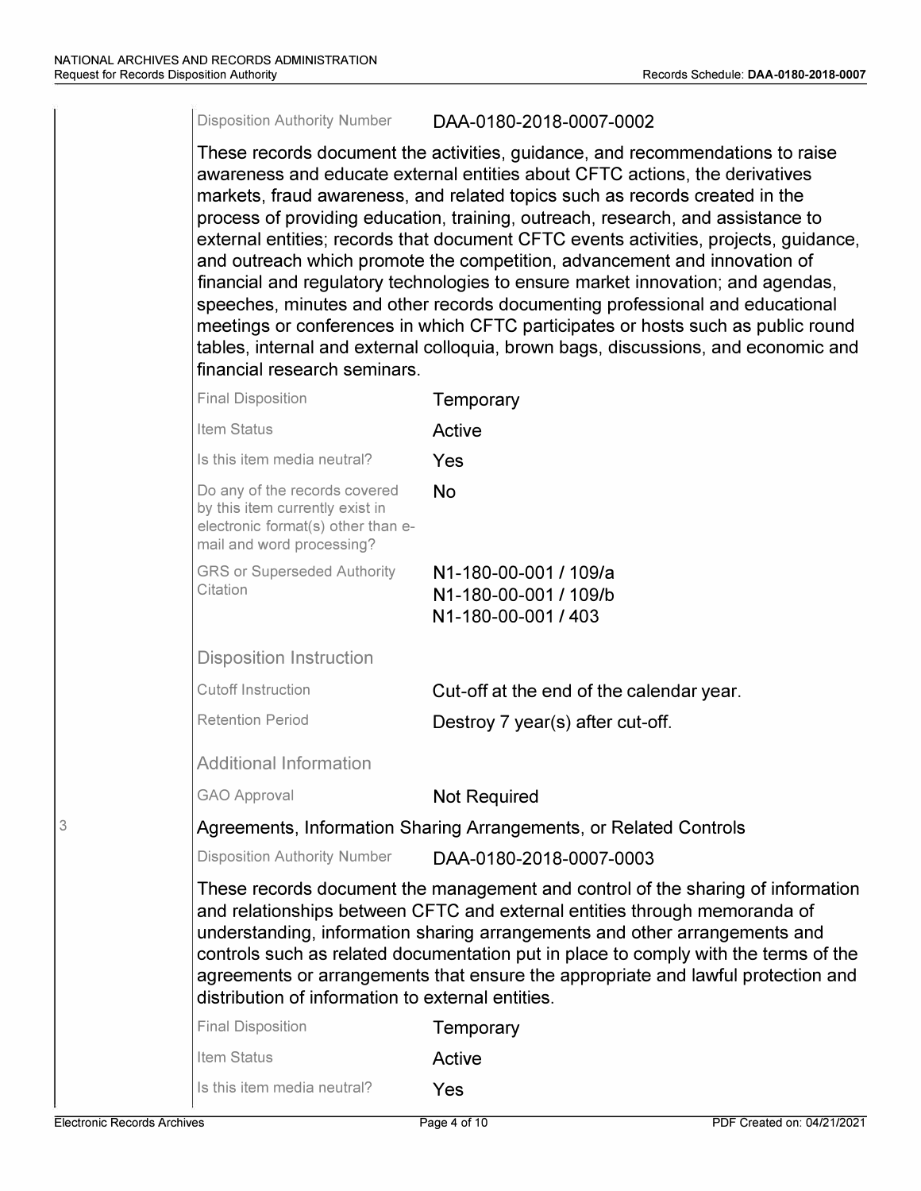| | |
|---|---|
| Disposition Authority Number | DAA-0180-2018-0007-0002 |

These records document the activities, guidance, and recommendations to raise awareness and educate external entities about CFTC actions, the derivatives markets, fraud awareness, and related topics such as records created in the process of providing education, training, outreach, research, and assistance to external entities; records that document CFTC events activities, projects, guidance, and outreach which promote the competition, advancement and innovation of financial and regulatory technologies to ensure market innovation; and agendas, speeches, minutes and other records documenting professional and educational meetings or conferences in which CFTC participates or hosts such as public round tables, internal and external colloquia, brown bags, discussions, and economic and financial research seminars.

| | |
|---|---|
| Final Disposition | Temporary |
| Item Status | Active |
| Is this item media neutral? | Yes |
| Do any of the records covered by this item currently exist in electronic format(s) other than e-mail and word processing? | No |
| GRS or Superseded Authority Citation | N1-180-00-001 / 109/a<br>N1-180-00-001 / 109/b<br>N1-180-00-001 / 403 |

### Disposition Instruction

| | |
|---|---|
| Cutoff Instruction | Cut-off at the end of the calendar year. |
| Retention Period | Destroy 7 year(s) after cut-off. |

### Additional Information

| | |
|---|---|
| GAO Approval | Not Required |

## 3 Agreements, Information Sharing Arrangements, or Related Controls

| | |
|---|---|
| Disposition Authority Number | DAA-0180-2018-0007-0003 |

These records document the management and control of the sharing of information and relationships between CFTC and external entities through memoranda of understanding, information sharing arrangements and other arrangements and controls such as related documentation put in place to comply with the terms of the agreements or arrangements that ensure the appropriate and lawful protection and distribution of information to external entities.

| | |
|---|---|
| Final Disposition | Temporary |
| Item Status | Active |
| Is this item media neutral? | Yes |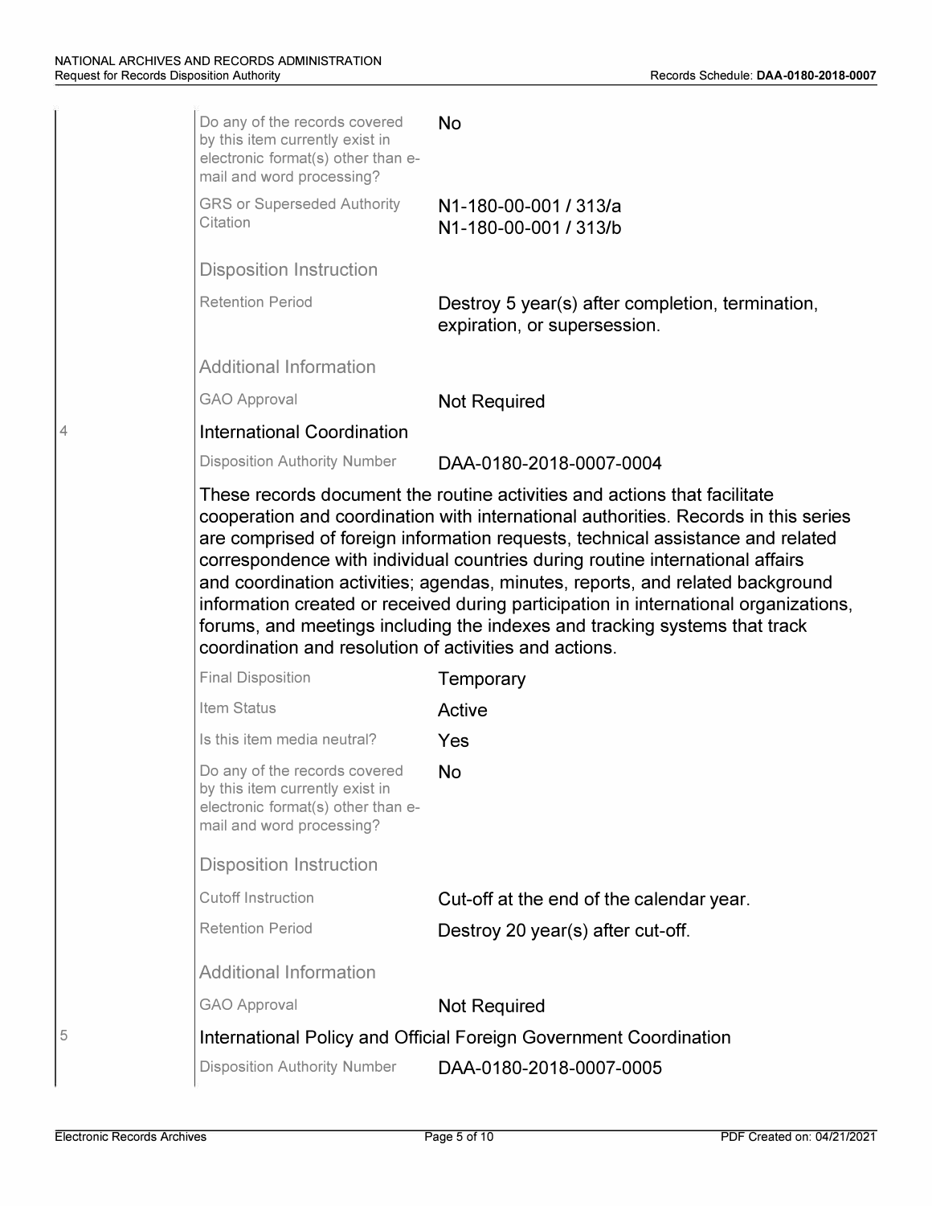| | |
|---|---|
| Do any of the records covered by this item currently exist in electronic format(s) other than e-mail and word processing? | No |
| GRS or Superseded Authority Citation | N1-180-00-001 / 313/a<br>N1-180-00-001 / 313/b |

**Disposition Instruction**

| | |
|---|---|
| Retention Period | Destroy 5 year(s) after completion, termination, expiration, or supersession. |

**Additional Information**

| | |
|---|---|
| GAO Approval | Not Required |

## 4 International Coordination

| | |
|---|---|
| Disposition Authority Number | DAA-0180-2018-0007-0004 |

These records document the routine activities and actions that facilitate cooperation and coordination with international authorities. Records in this series are comprised of foreign information requests, technical assistance and related correspondence with individual countries during routine international affairs and coordination activities; agendas, minutes, reports, and related background information created or received during participation in international organizations, forums, and meetings including the indexes and tracking systems that track coordination and resolution of activities and actions.

| | |
|---|---|
| Final Disposition | Temporary |
| Item Status | Active |
| Is this item media neutral? | Yes |
| Do any of the records covered by this item currently exist in electronic format(s) other than e-mail and word processing? | No |

**Disposition Instruction**

| | |
|---|---|
| Cutoff Instruction | Cut-off at the end of the calendar year. |
| Retention Period | Destroy 20 year(s) after cut-off. |

**Additional Information**

| | |
|---|---|
| GAO Approval | Not Required |

## 5 International Policy and Official Foreign Government Coordination

| | |
|---|---|
| Disposition Authority Number | DAA-0180-2018-0007-0005 |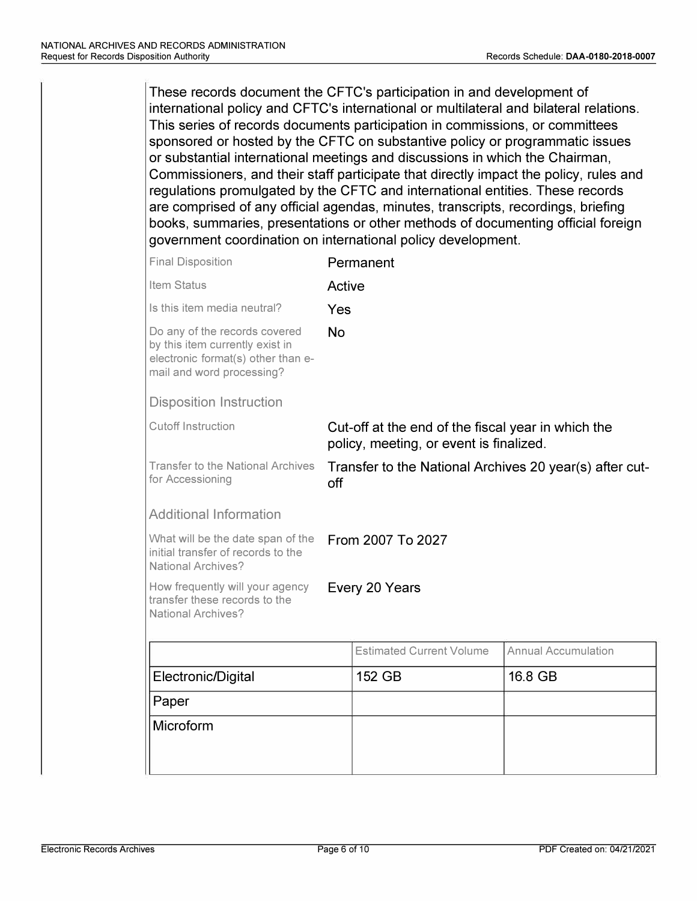These records document the CFTC's participation in and development of international policy and CFTC's international or multilateral and bilateral relations. This series of records documents participation in commissions, or committees sponsored or hosted by the CFTC on substantive policy or programmatic issues or substantial international meetings and discussions in which the Chairman, Commissioners, and their staff participate that directly impact the policy, rules and regulations promulgated by the CFTC and international entities. These records are comprised of any official agendas, minutes, transcripts, recordings, briefing books, summaries, presentations or other methods of documenting official foreign government coordination on international policy development.

| | |
|---|---|
| Final Disposition | Permanent |
| Item Status | Active |
| Is this item media neutral? | Yes |
| Do any of the records covered by this item currently exist in electronic format(s) other than e-mail and word processing? | No |

### Disposition Instruction

| | |
|---|---|
| Cutoff Instruction | Cut-off at the end of the fiscal year in which the policy, meeting, or event is finalized. |
| Transfer to the National Archives for Accessioning | Transfer to the National Archives 20 year(s) after cut-off |

### Additional Information

| | |
|---|---|
| What will be the date span of the initial transfer of records to the National Archives? | From 2007 To 2027 |
| How frequently will your agency transfer these records to the National Archives? | Every 20 Years |

| | Estimated Current Volume | Annual Accumulation |
|---|---|---|
| Electronic/Digital | 152 GB | 16.8 GB |
| Paper | | |
| Microform | | |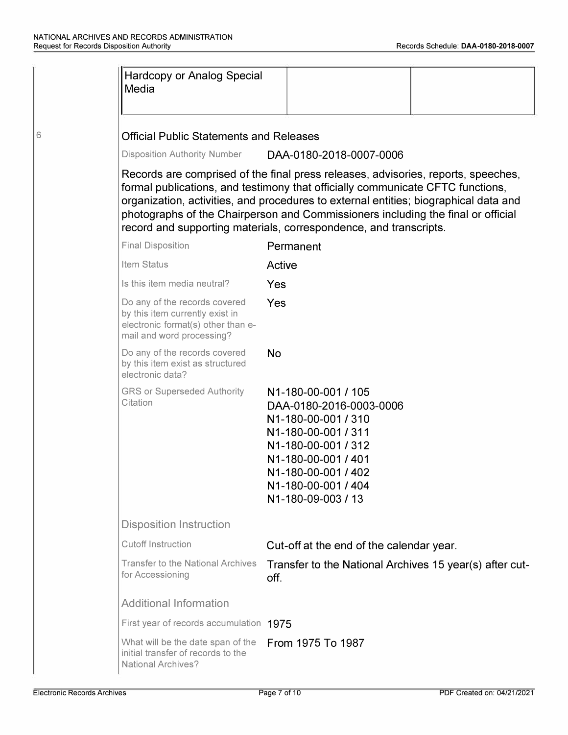| Hardcopy or Analog Special Media | | |
|---|---|---|

## 6 Official Public Statements and Releases

| | |
|---|---|
| Disposition Authority Number | DAA-0180-2018-0007-0006 |

Records are comprised of the final press releases, advisories, reports, speeches, formal publications, and testimony that officially communicate CFTC functions, organization, activities, and procedures to external entities; biographical data and photographs of the Chairperson and Commissioners including the final or official record and supporting materials, correspondence, and transcripts.

| | |
|---|---|
| Final Disposition | Permanent |
| Item Status | Active |
| Is this item media neutral? | Yes |
| Do any of the records covered by this item currently exist in electronic format(s) other than e-mail and word processing? | Yes |
| Do any of the records covered by this item exist as structured electronic data? | No |
| GRS or Superseded Authority Citation | N1-180-00-001 / 105<br>DAA-0180-2016-0003-0006<br>N1-180-00-001 / 310<br>N1-180-00-001 / 311<br>N1-180-00-001 / 312<br>N1-180-00-001 / 401<br>N1-180-00-001 / 402<br>N1-180-00-001 / 404<br>N1-180-09-003 / 13 |

### Disposition Instruction

| | |
|---|---|
| Cutoff Instruction | Cut-off at the end of the calendar year. |
| Transfer to the National Archives for Accessioning | Transfer to the National Archives 15 year(s) after cut-off. |

### Additional Information

| | |
|---|---|
| First year of records accumulation | 1975 |
| What will be the date span of the initial transfer of records to the National Archives? | From 1975 To 1987 |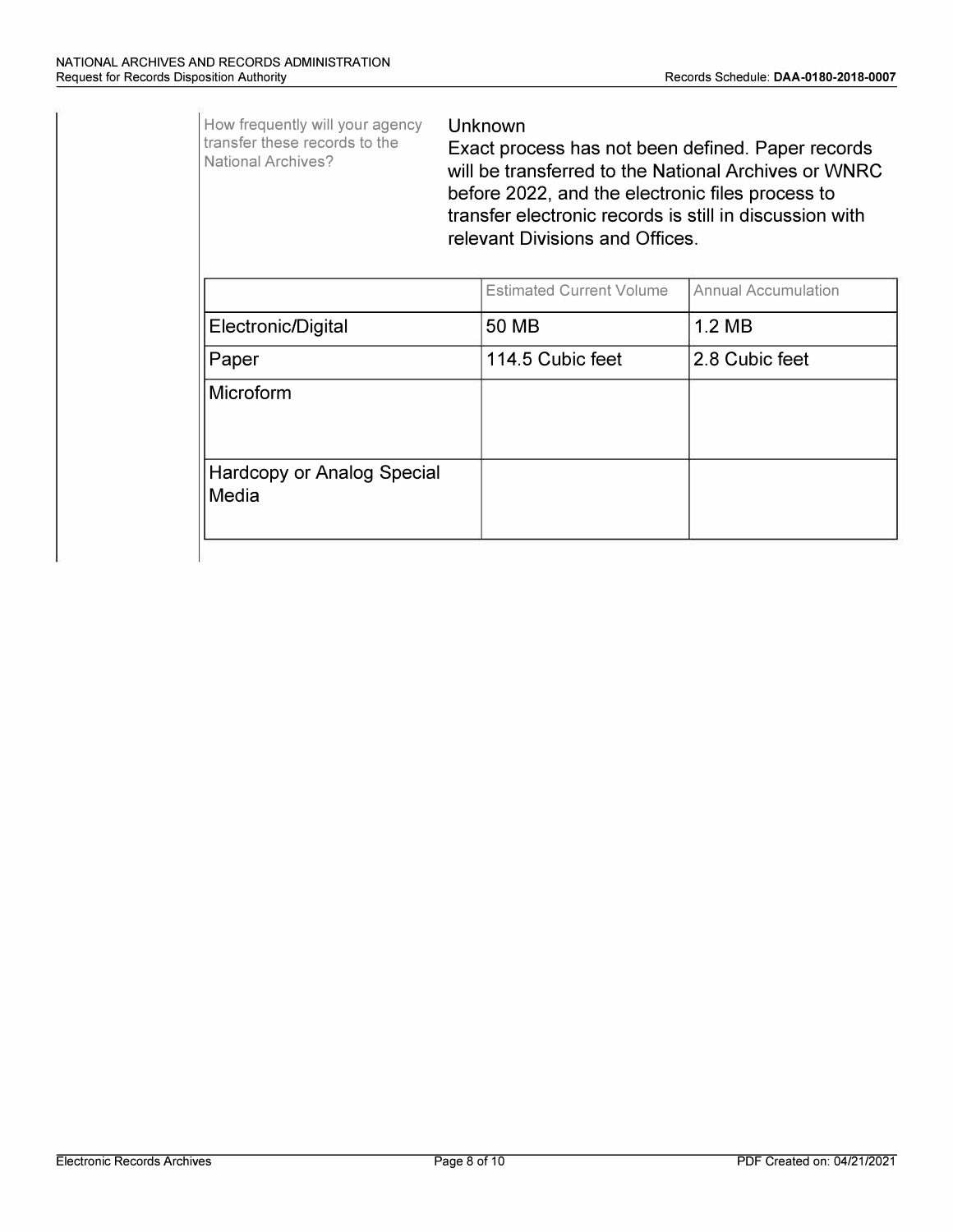How frequently will your agency transfer these records to the National Archives?

Unknown
Exact process has not been defined. Paper records will be transferred to the National Archives or WNRC before 2022, and the electronic files process to transfer electronic records is still in discussion with relevant Divisions and Offices.

| | Estimated Current Volume | Annual Accumulation |
|---|---|---|
| Electronic/Digital | 50 MB | 1.2 MB |
| Paper | 114.5 Cubic feet | 2.8 Cubic feet |
| Microform | | |
| Hardcopy or Analog Special Media | | |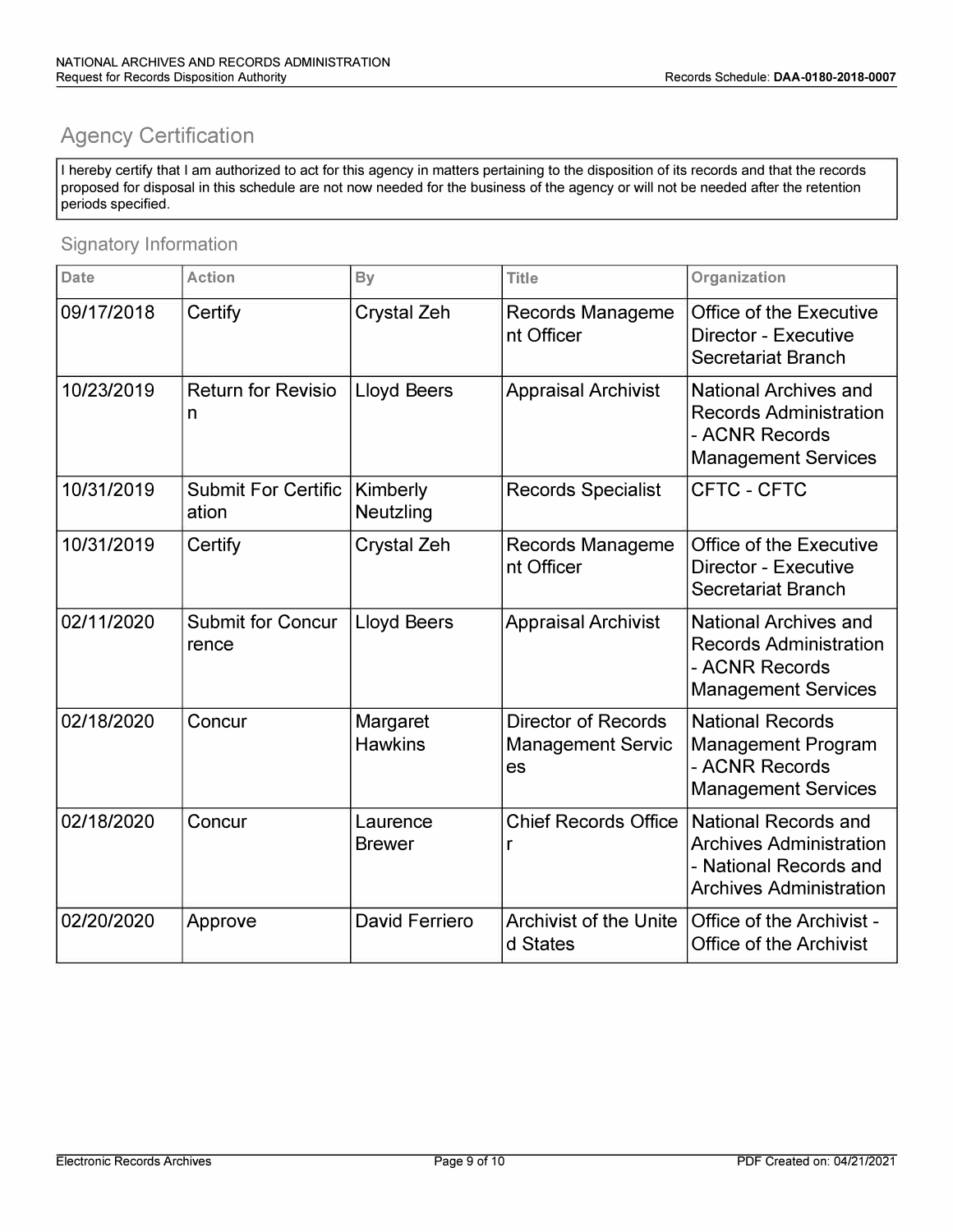## Agency Certification

I hereby certify that I am authorized to act for this agency in matters pertaining to the disposition of its records and that the records proposed for disposal in this schedule are not now needed for the business of the agency or will not be needed after the retention periods specified.

### Signatory Information

| Date | Action | By | Title | Organization |
|---|---|---|---|---|
| 09/17/2018 | Certify | Crystal Zeh | Records Management Officer | Office of the Executive Director - Executive Secretariat Branch |
| 10/23/2019 | Return for Revision | Lloyd Beers | Appraisal Archivist | National Archives and Records Administration - ACNR Records Management Services |
| 10/31/2019 | Submit For Certification | Kimberly Neutzling | Records Specialist | CFTC - CFTC |
| 10/31/2019 | Certify | Crystal Zeh | Records Management Officer | Office of the Executive Director - Executive Secretariat Branch |
| 02/11/2020 | Submit for Concurrence | Lloyd Beers | Appraisal Archivist | National Archives and Records Administration - ACNR Records Management Services |
| 02/18/2020 | Concur | Margaret Hawkins | Director of Records Management Services | National Records Management Program - ACNR Records Management Services |
| 02/18/2020 | Concur | Laurence Brewer | Chief Records Officer | National Records and Archives Administration - National Records and Archives Administration |
| 02/20/2020 | Approve | David Ferriero | Archivist of the United States | Office of the Archivist - Office of the Archivist |